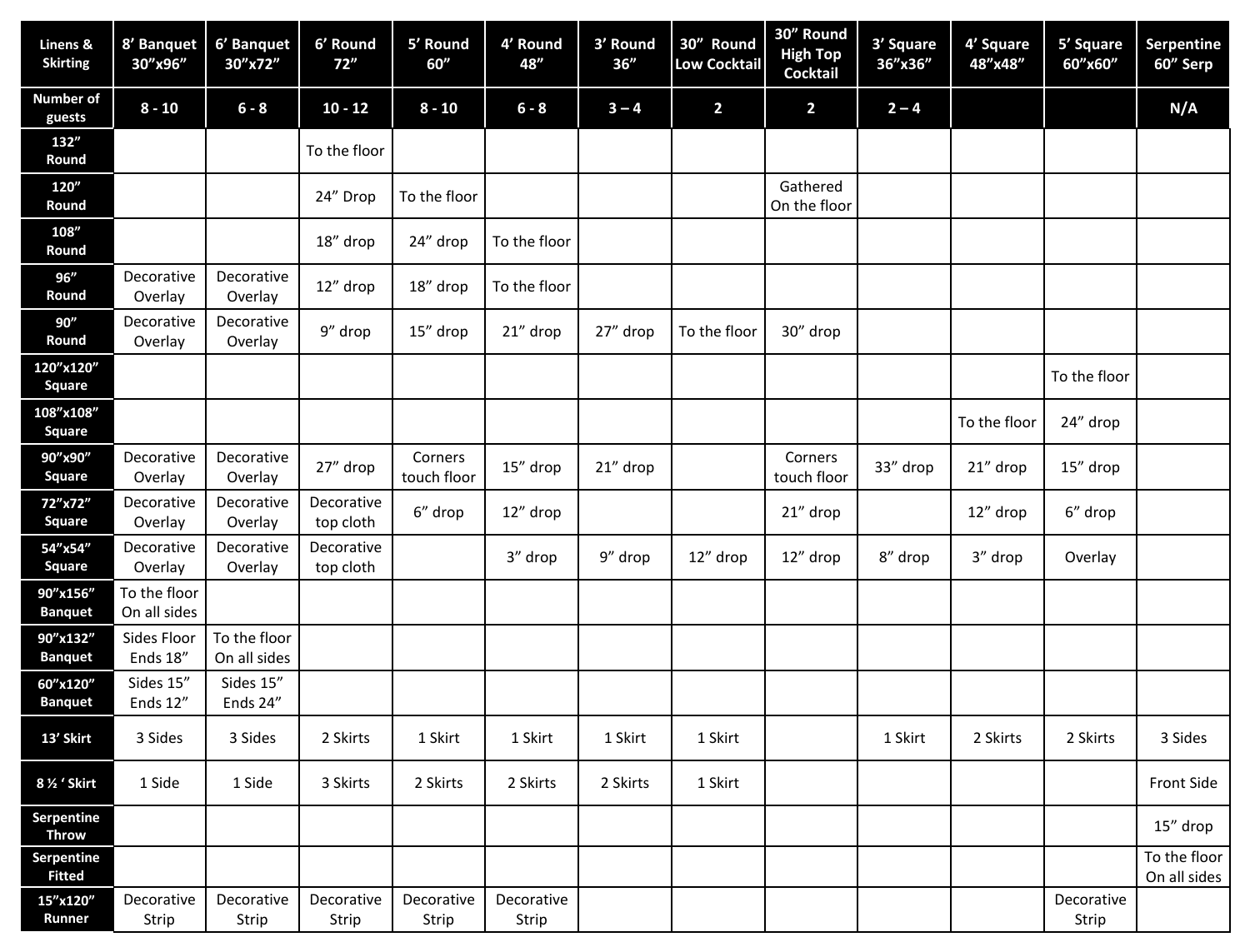| Linens & Skirting | 8' Banquet 30"x96" | 6' Banquet 30"x72" | 6' Round 72" | 5' Round 60" | 4' Round 48" | 3' Round 36" | 30" Round Low Cocktail | 30" Round High Top Cocktail | 3' Square 36"x36" | 4' Square 48"x48" | 5' Square 60"x60" | Serpentine 60" Serp |
|---|---|---|---|---|---|---|---|---|---|---|---|---|
| Number of guests | 8 - 10 | 6 - 8 | 10 - 12 | 8 - 10 | 6 - 8 | 3 – 4 | 2 | 2 | 2 – 4 | | | N/A |
| 132" Round | | | To the floor | | | | | | | | | |
| 120" Round | | | 24" Drop | To the floor | | | | Gathered On the floor | | | | |
| 108" Round | | | 18" drop | 24" drop | To the floor | | | | | | | |
| 96" Round | Decorative Overlay | Decorative Overlay | 12" drop | 18" drop | To the floor | | | | | | | |
| 90" Round | Decorative Overlay | Decorative Overlay | 9" drop | 15" drop | 21" drop | 27" drop | To the floor | 30" drop | | | | |
| 120"x120" Square | | | | | | | | | | | To the floor | |
| 108"x108" Square | | | | | | | | | | To the floor | 24" drop | |
| 90"x90" Square | Decorative Overlay | Decorative Overlay | 27" drop | Corners touch floor | 15" drop | 21" drop | | Corners touch floor | 33" drop | 21" drop | 15" drop | |
| 72"x72" Square | Decorative Overlay | Decorative Overlay | Decorative top cloth | 6" drop | 12" drop | | | 21" drop | | 12" drop | 6" drop | |
| 54"x54" Square | Decorative Overlay | Decorative Overlay | Decorative top cloth | | 3" drop | 9" drop | 12" drop | 12" drop | 8" drop | 3" drop | Overlay | |
| 90"x156" Banquet | To the floor On all sides | | | | | | | | | | | |
| 90"x132" Banquet | Sides Floor Ends 18" | To the floor On all sides | | | | | | | | | | |
| 60"x120" Banquet | Sides 15" Ends 12" | Sides 15" Ends 24" | | | | | | | | | | |
| 13' Skirt | 3 Sides | 3 Sides | 2 Skirts | 1 Skirt | 1 Skirt | 1 Skirt | 1 Skirt | | 1 Skirt | 2 Skirts | 2 Skirts | 3 Sides |
| 8 ½ ' Skirt | 1 Side | 1 Side | 3 Skirts | 2 Skirts | 2 Skirts | 2 Skirts | 1 Skirt | | | | | Front Side |
| Serpentine Throw | | | | | | | | | | | | 15" drop |
| Serpentine Fitted | | | | | | | | | | | | To the floor On all sides |
| 15"x120" Runner | Decorative Strip | Decorative Strip | Decorative Strip | Decorative Strip | Decorative Strip | | | | | | Decorative Strip | |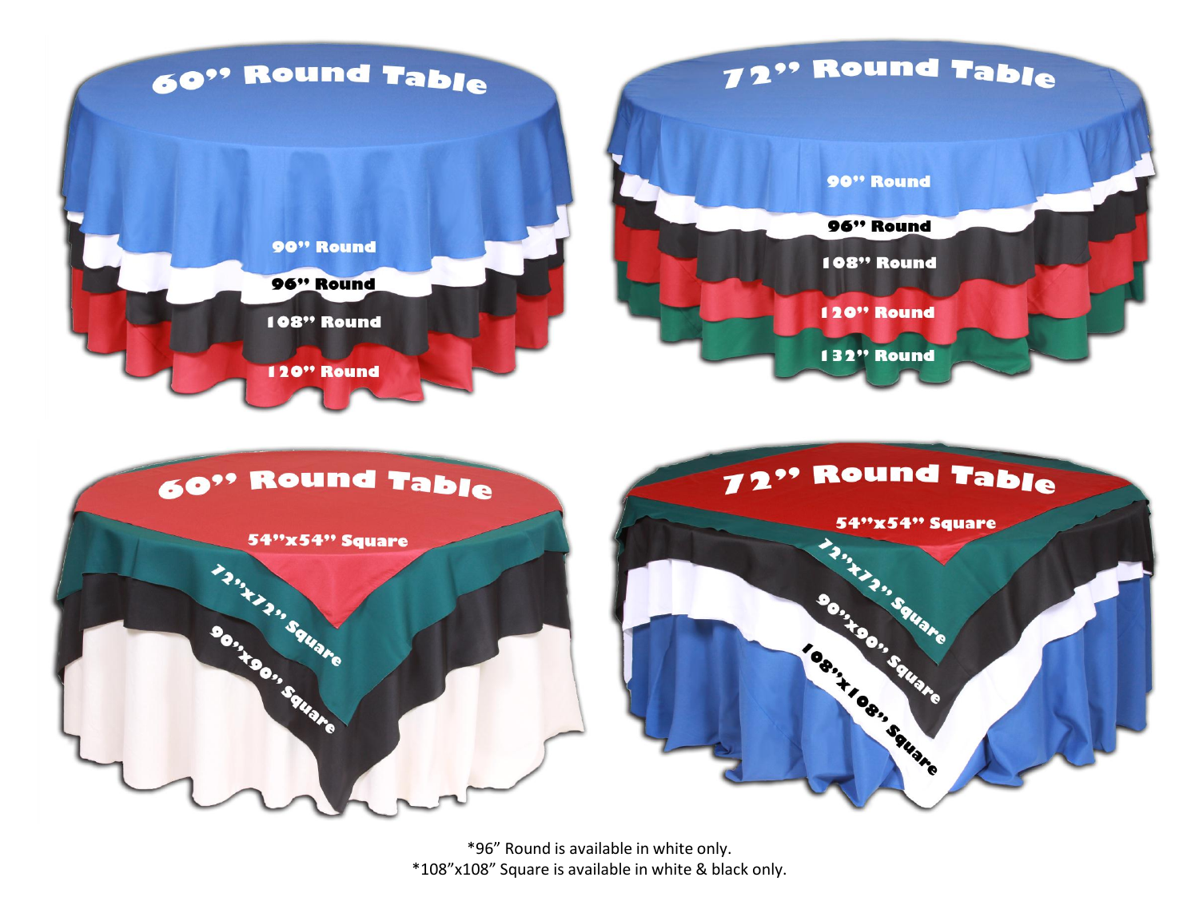60" Round Table

90" Round

96" Round

108" Round

120" Round

72" Round Table

90" Round

96" Round

108" Round

120" Round

132" Round

60" Round Table

54"x54" Square

72"x72" Square

90"x90" Square

72" Round Table

54"x54" Square

72"x72" Square

90"x90" Square

108"x108" Square

*96" Round is available in white only.
*108"x108" Square is available in white & black only.